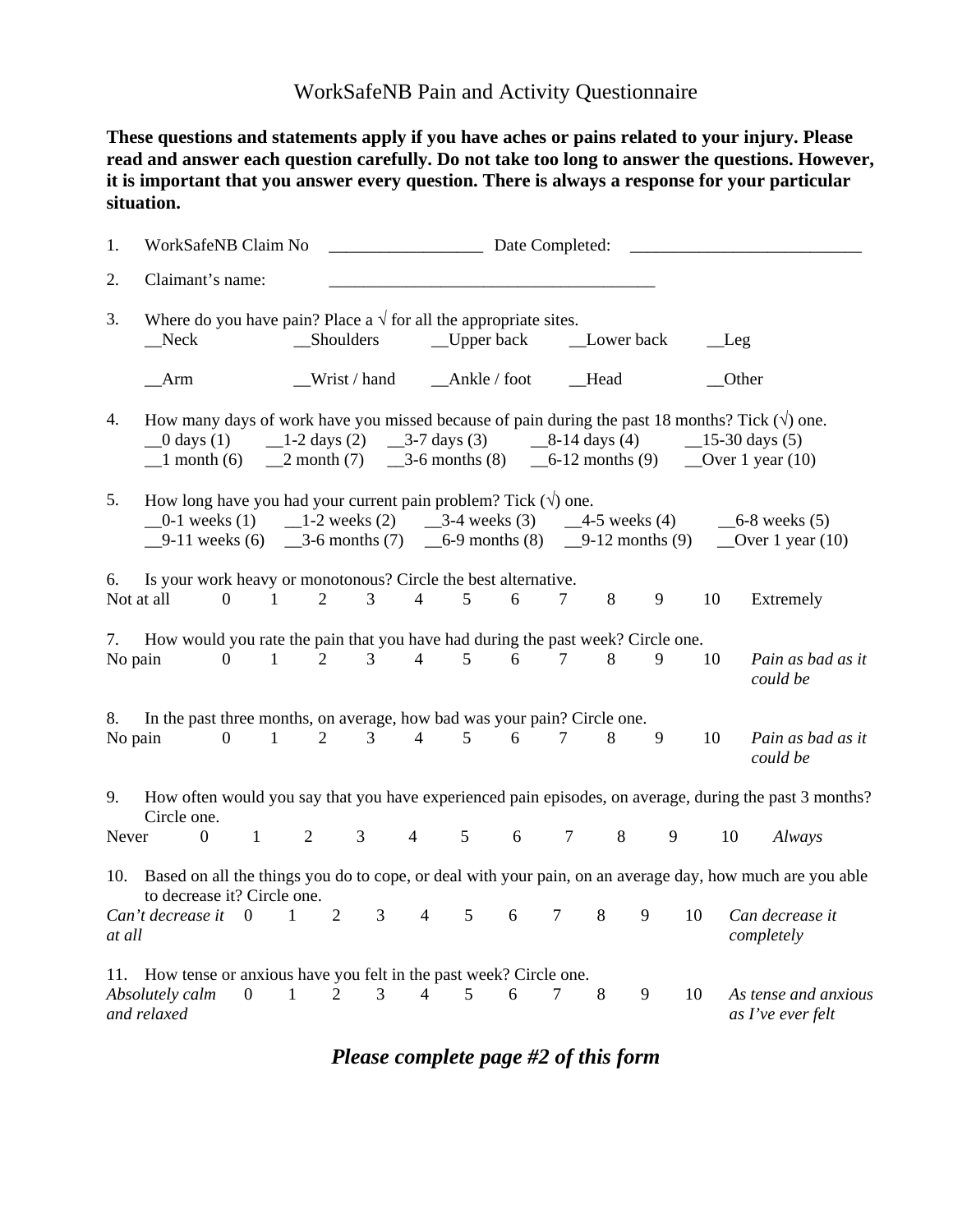# WorkSafeNB Pain and Activity Questionnaire

**These questions and statements apply if you have aches or pains related to your injury. Please read and answer each question carefully. Do not take too long to answer the questions. However, it is important that you answer every question. There is always a response for your particular situation.**

1. WorkSafeNB Claim No __________________ Date Completed: ___________________________

2. Claimant's name: _______________________________________

3. Where do you have pain? Place a √ for all the appropriate sites.
   __Neck __Shoulders __Upper back __Lower back __Leg

   __Arm __Wrist / hand __Ankle / foot __Head __Other

4. How many days of work have you missed because of pain during the past 18 months? Tick (√) one.
   __0 days (1) __1-2 days (2) __3-7 days (3) __8-14 days (4) __15-30 days (5)
   __1 month (6) __2 month (7) __3-6 months (8) __6-12 months (9) __Over 1 year (10)

5. How long have you had your current pain problem? Tick (√) one.
   __0-1 weeks (1) __1-2 weeks (2) __3-4 weeks (3) __4-5 weeks (4) __6-8 weeks (5)
   __9-11 weeks (6) __3-6 months (7) __6-9 months (8) __9-12 months (9) __Over 1 year (10)

6. Is your work heavy or monotonous? Circle the best alternative.

Not at all 0 1 2 3 4 5 6 7 8 9 10 Extremely

7. How would you rate the pain that you have had during the past week? Circle one.

No pain 0 1 2 3 4 5 6 7 8 9 10 *Pain as bad as it could be*

8. In the past three months, on average, how bad was your pain? Circle one.

No pain 0 1 2 3 4 5 6 7 8 9 10 *Pain as bad as it could be*

9. How often would you say that you have experienced pain episodes, on average, during the past 3 months? Circle one.

Never 0 1 2 3 4 5 6 7 8 9 10 *Always*

10. Based on all the things you do to cope, or deal with your pain, on an average day, how much are you able to decrease it? Circle one.

*Can't decrease it at all* 0 1 2 3 4 5 6 7 8 9 10 *Can decrease it completely*

11. How tense or anxious have you felt in the past week? Circle one.

*Absolutely calm and relaxed* 0 1 2 3 4 5 6 7 8 9 10 *As tense and anxious as I've ever felt*

***Please complete page #2 of this form***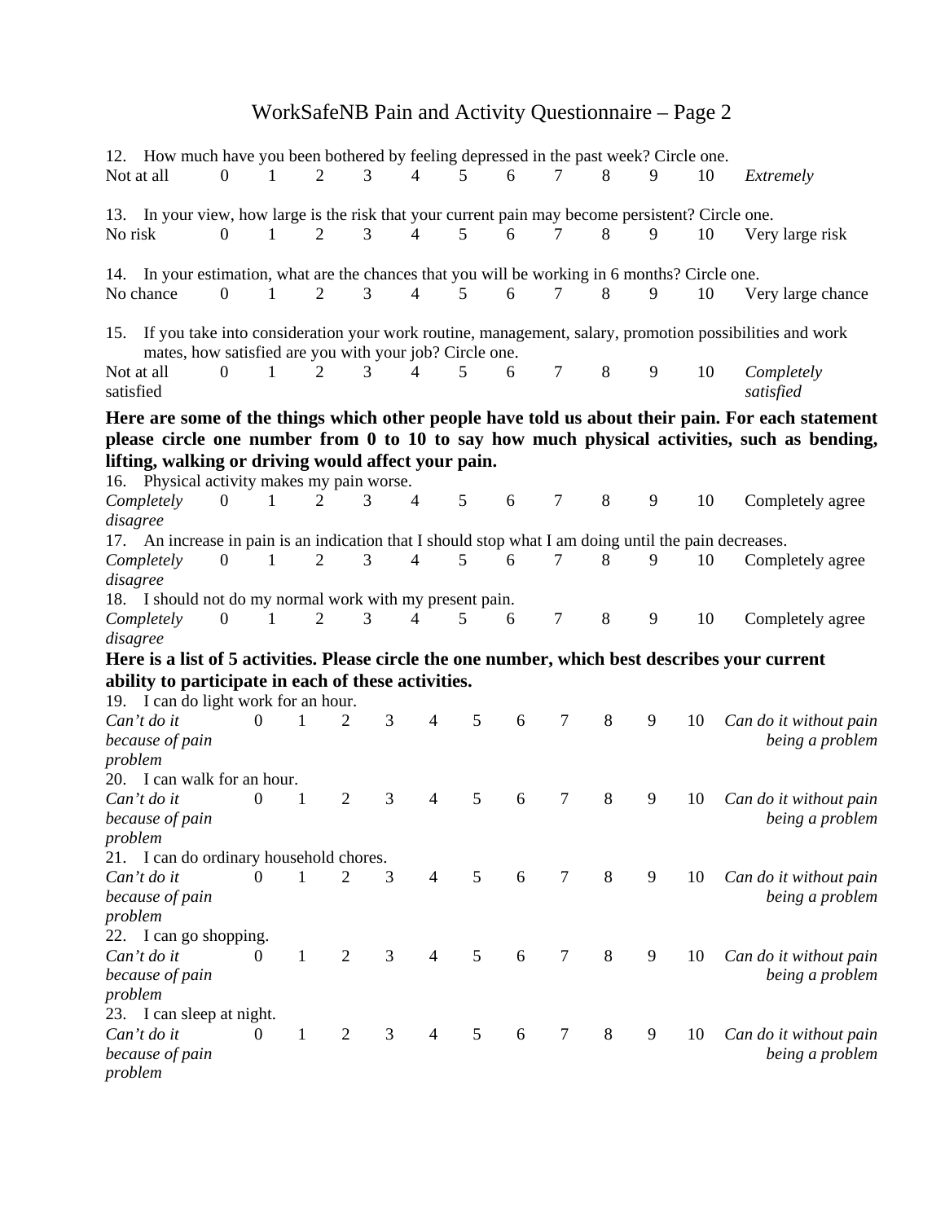# WorkSafeNB Pain and Activity Questionnaire – Page 2

12. How much have you been bothered by feeling depressed in the past week? Circle one.

| | | | | | | | | | | | | |
|---|---|---|---|---|---|---|---|---|---|---|---|---|
| Not at all | 0 | 1 | 2 | 3 | 4 | 5 | 6 | 7 | 8 | 9 | 10 | *Extremely* |

13. In your view, how large is the risk that your current pain may become persistent? Circle one.

| | | | | | | | | | | | | |
|---|---|---|---|---|---|---|---|---|---|---|---|---|
| No risk | 0 | 1 | 2 | 3 | 4 | 5 | 6 | 7 | 8 | 9 | 10 | Very large risk |

14. In your estimation, what are the chances that you will be working in 6 months? Circle one.

| | | | | | | | | | | | | |
|---|---|---|---|---|---|---|---|---|---|---|---|---|
| No chance | 0 | 1 | 2 | 3 | 4 | 5 | 6 | 7 | 8 | 9 | 10 | Very large chance |

15. If you take into consideration your work routine, management, salary, promotion possibilities and work mates, how satisfied are you with your job? Circle one.

| | | | | | | | | | | | | |
|---|---|---|---|---|---|---|---|---|---|---|---|---|
| Not at all satisfied | 0 | 1 | 2 | 3 | 4 | 5 | 6 | 7 | 8 | 9 | 10 | *Completely satisfied* |

**Here are some of the things which other people have told us about their pain. For each statement please circle one number from 0 to 10 to say how much physical activities, such as bending, lifting, walking or driving would affect your pain.**

16. Physical activity makes my pain worse.

| | | | | | | | | | | | | |
|---|---|---|---|---|---|---|---|---|---|---|---|---|
| *Completely disagree* | 0 | 1 | 2 | 3 | 4 | 5 | 6 | 7 | 8 | 9 | 10 | Completely agree |

17. An increase in pain is an indication that I should stop what I am doing until the pain decreases.

| | | | | | | | | | | | | |
|---|---|---|---|---|---|---|---|---|---|---|---|---|
| *Completely disagree* | 0 | 1 | 2 | 3 | 4 | 5 | 6 | 7 | 8 | 9 | 10 | Completely agree |

18. I should not do my normal work with my present pain.

| | | | | | | | | | | | | |
|---|---|---|---|---|---|---|---|---|---|---|---|---|
| *Completely disagree* | 0 | 1 | 2 | 3 | 4 | 5 | 6 | 7 | 8 | 9 | 10 | Completely agree |

**Here is a list of 5 activities. Please circle the one number, which best describes your current ability to participate in each of these activities.**

19. I can do light work for an hour.

| | | | | | | | | | | | | |
|---|---|---|---|---|---|---|---|---|---|---|---|---|
| *Can't do it because of pain problem* | 0 | 1 | 2 | 3 | 4 | 5 | 6 | 7 | 8 | 9 | 10 | *Can do it without pain being a problem* |

20. I can walk for an hour.

| | | | | | | | | | | | | |
|---|---|---|---|---|---|---|---|---|---|---|---|---|
| *Can't do it because of pain problem* | 0 | 1 | 2 | 3 | 4 | 5 | 6 | 7 | 8 | 9 | 10 | *Can do it without pain being a problem* |

21. I can do ordinary household chores.

| | | | | | | | | | | | | |
|---|---|---|---|---|---|---|---|---|---|---|---|---|
| *Can't do it because of pain problem* | 0 | 1 | 2 | 3 | 4 | 5 | 6 | 7 | 8 | 9 | 10 | *Can do it without pain being a problem* |

22. I can go shopping.

| | | | | | | | | | | | | |
|---|---|---|---|---|---|---|---|---|---|---|---|---|
| *Can't do it because of pain problem* | 0 | 1 | 2 | 3 | 4 | 5 | 6 | 7 | 8 | 9 | 10 | *Can do it without pain being a problem* |

23. I can sleep at night.

| | | | | | | | | | | | | |
|---|---|---|---|---|---|---|---|---|---|---|---|---|
| *Can't do it because of pain problem* | 0 | 1 | 2 | 3 | 4 | 5 | 6 | 7 | 8 | 9 | 10 | *Can do it without pain being a problem* |